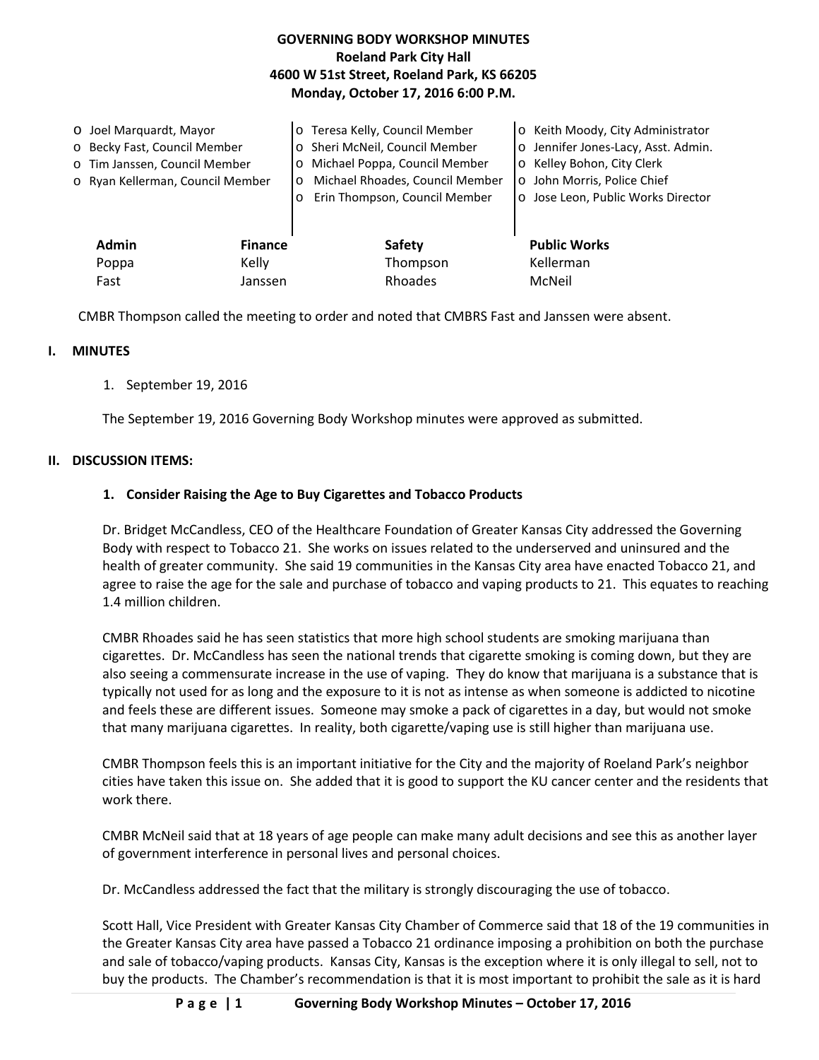**GOVERNING BODY WORKSHOP MINUTES**
**Roeland Park City Hall**
**4600 W 51st Street, Roeland Park, KS 66205**
**Monday, October 17, 2016 6:00 P.M.**

- o Joel Marquardt, Mayor
- o Becky Fast, Council Member
- o Tim Janssen, Council Member
- o Ryan Kellerman, Council Member
- o Teresa Kelly, Council Member
- o Sheri McNeil, Council Member
- o Michael Poppa, Council Member
- o Michael Rhoades, Council Member
- o Erin Thompson, Council Member
- o Keith Moody, City Administrator
- o Jennifer Jones-Lacy, Asst. Admin.
- o Kelley Bohon, City Clerk
- o John Morris, Police Chief
- o Jose Leon, Public Works Director

| Admin | Finance | Safety | Public Works |
|---|---|---|---|
| Poppa | Kelly | Thompson | Kellerman |
| Fast | Janssen | Rhoades | McNeil |

CMBR Thompson called the meeting to order and noted that CMBRS Fast and Janssen were absent.

## I. MINUTES

1. September 19, 2016

The September 19, 2016 Governing Body Workshop minutes were approved as submitted.

## II. DISCUSSION ITEMS:

### 1. Consider Raising the Age to Buy Cigarettes and Tobacco Products

Dr. Bridget McCandless, CEO of the Healthcare Foundation of Greater Kansas City addressed the Governing Body with respect to Tobacco 21. She works on issues related to the underserved and uninsured and the health of greater community. She said 19 communities in the Kansas City area have enacted Tobacco 21, and agree to raise the age for the sale and purchase of tobacco and vaping products to 21. This equates to reaching 1.4 million children.

CMBR Rhoades said he has seen statistics that more high school students are smoking marijuana than cigarettes. Dr. McCandless has seen the national trends that cigarette smoking is coming down, but they are also seeing a commensurate increase in the use of vaping. They do know that marijuana is a substance that is typically not used for as long and the exposure to it is not as intense as when someone is addicted to nicotine and feels these are different issues. Someone may smoke a pack of cigarettes in a day, but would not smoke that many marijuana cigarettes. In reality, both cigarette/vaping use is still higher than marijuana use.

CMBR Thompson feels this is an important initiative for the City and the majority of Roeland Park's neighbor cities have taken this issue on. She added that it is good to support the KU cancer center and the residents that work there.

CMBR McNeil said that at 18 years of age people can make many adult decisions and see this as another layer of government interference in personal lives and personal choices.

Dr. McCandless addressed the fact that the military is strongly discouraging the use of tobacco.

Scott Hall, Vice President with Greater Kansas City Chamber of Commerce said that 18 of the 19 communities in the Greater Kansas City area have passed a Tobacco 21 ordinance imposing a prohibition on both the purchase and sale of tobacco/vaping products. Kansas City, Kansas is the exception where it is only illegal to sell, not to buy the products. The Chamber's recommendation is that it is most important to prohibit the sale as it is hard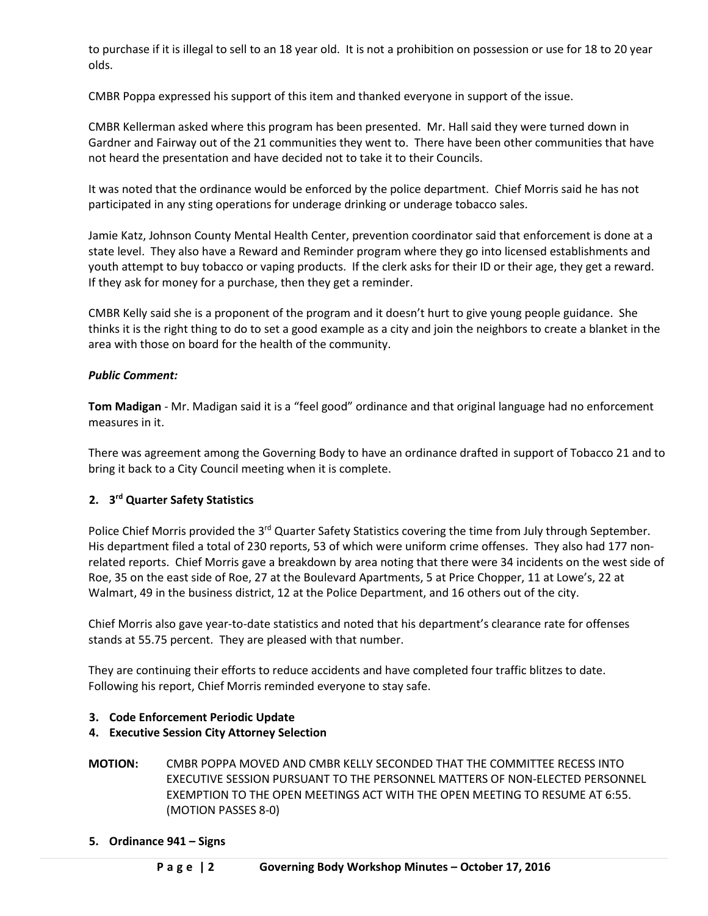to purchase if it is illegal to sell to an 18 year old. It is not a prohibition on possession or use for 18 to 20 year olds.

CMBR Poppa expressed his support of this item and thanked everyone in support of the issue.

CMBR Kellerman asked where this program has been presented. Mr. Hall said they were turned down in Gardner and Fairway out of the 21 communities they went to. There have been other communities that have not heard the presentation and have decided not to take it to their Councils.

It was noted that the ordinance would be enforced by the police department. Chief Morris said he has not participated in any sting operations for underage drinking or underage tobacco sales.

Jamie Katz, Johnson County Mental Health Center, prevention coordinator said that enforcement is done at a state level. They also have a Reward and Reminder program where they go into licensed establishments and youth attempt to buy tobacco or vaping products. If the clerk asks for their ID or their age, they get a reward. If they ask for money for a purchase, then they get a reminder.

CMBR Kelly said she is a proponent of the program and it doesn't hurt to give young people guidance. She thinks it is the right thing to do to set a good example as a city and join the neighbors to create a blanket in the area with those on board for the health of the community.

***Public Comment:***

**Tom Madigan** - Mr. Madigan said it is a "feel good" ordinance and that original language had no enforcement measures in it.

There was agreement among the Governing Body to have an ordinance drafted in support of Tobacco 21 and to bring it back to a City Council meeting when it is complete.

**2. 3rd Quarter Safety Statistics**

Police Chief Morris provided the 3rd Quarter Safety Statistics covering the time from July through September. His department filed a total of 230 reports, 53 of which were uniform crime offenses. They also had 177 non-related reports. Chief Morris gave a breakdown by area noting that there were 34 incidents on the west side of Roe, 35 on the east side of Roe, 27 at the Boulevard Apartments, 5 at Price Chopper, 11 at Lowe's, 22 at Walmart, 49 in the business district, 12 at the Police Department, and 16 others out of the city.

Chief Morris also gave year-to-date statistics and noted that his department's clearance rate for offenses stands at 55.75 percent. They are pleased with that number.

They are continuing their efforts to reduce accidents and have completed four traffic blitzes to date. Following his report, Chief Morris reminded everyone to stay safe.

**3. Code Enforcement Periodic Update**

**4. Executive Session City Attorney Selection**

**MOTION:** CMBR POPPA MOVED AND CMBR KELLY SECONDED THAT THE COMMITTEE RECESS INTO EXECUTIVE SESSION PURSUANT TO THE PERSONNEL MATTERS OF NON-ELECTED PERSONNEL EXEMPTION TO THE OPEN MEETINGS ACT WITH THE OPEN MEETING TO RESUME AT 6:55. (MOTION PASSES 8-0)

**5. Ordinance 941 – Signs**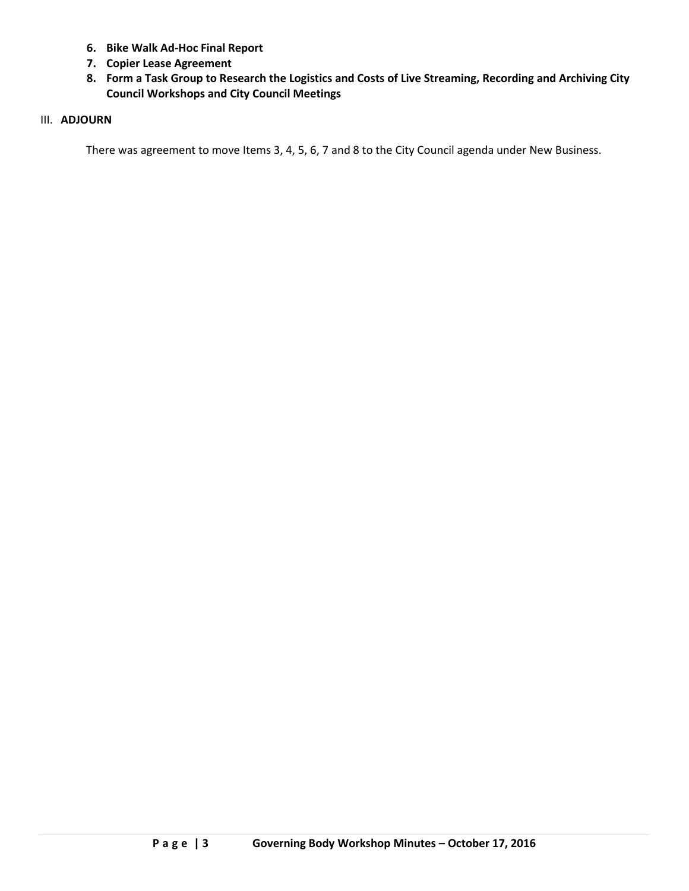6. **Bike Walk Ad-Hoc Final Report**
7. **Copier Lease Agreement**
8. **Form a Task Group to Research the Logistics and Costs of Live Streaming, Recording and Archiving City Council Workshops and City Council Meetings**

III. **ADJOURN**

There was agreement to move Items 3, 4, 5, 6, 7 and 8 to the City Council agenda under New Business.